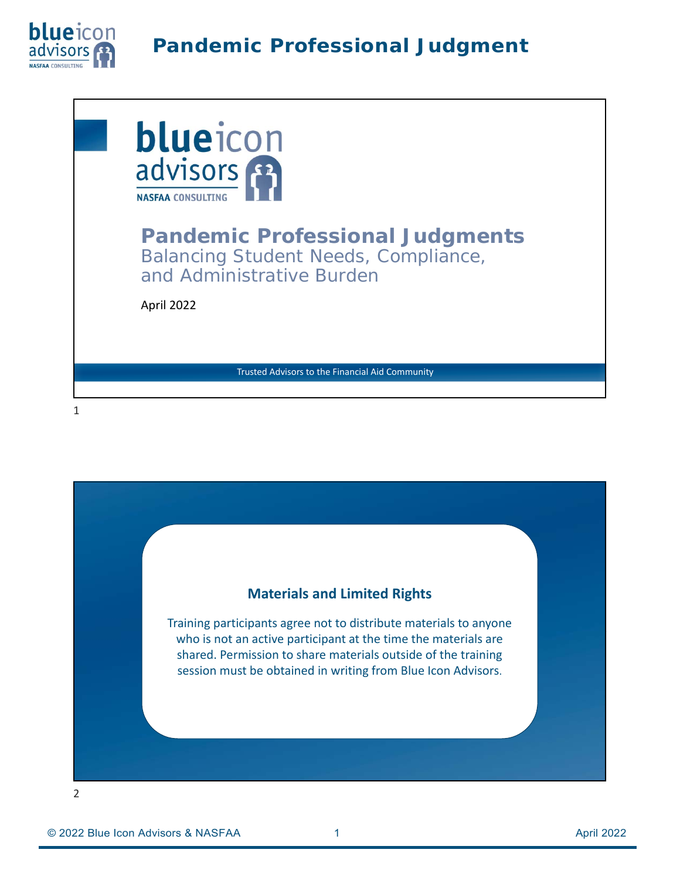# Pandemic Professional Judgments

Balancing Student Needs, Compliance, and Administrative Burden

April 2022

Trusted Advisors to the Financial Aid Community

1

## Materials and Limited Rights

Training participants agree not to distribute materials to anyone who is not an active participant at the time the materials are shared. Permission to share materials outside of the training session must be obtained in writing from Blue Icon Advisors.

2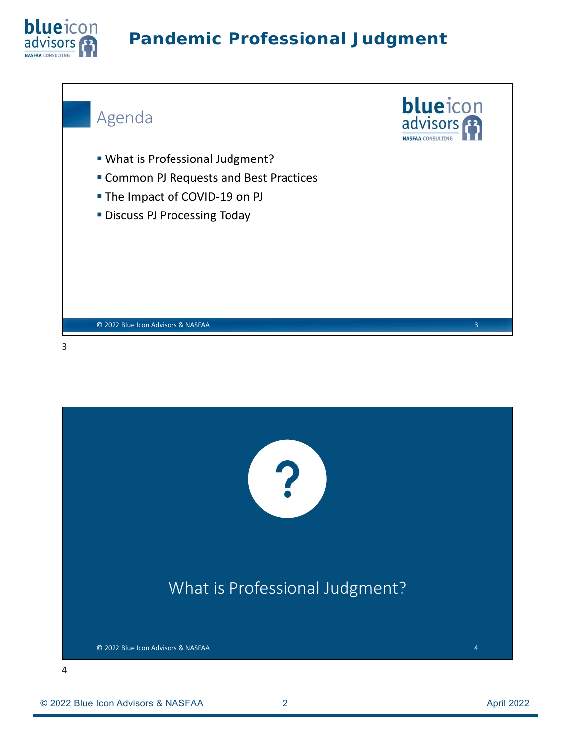## Agenda

- What is Professional Judgment?
- Common PJ Requests and Best Practices
- The Impact of COVID-19 on PJ
- Discuss PJ Processing Today

© 2022 Blue Icon Advisors & NASFAA

## What is Professional Judgment?

© 2022 Blue Icon Advisors & NASFAA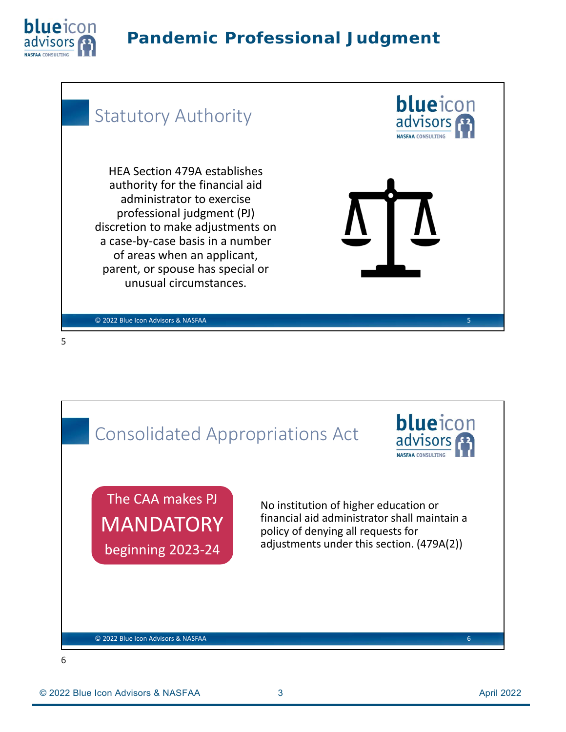## Statistical Authority

HEA Section 479A establishes authority for the financial aid administrator to exercise professional judgment (PJ) discretion to make adjustments on a case-by-case basis in a number of areas when an applicant, parent, or spouse has special or unusual circumstances.

## Consolidated Appropriations Act

The CAA makes PJ **MANDATORY** beginning 2023-24

No institution of higher education or financial aid administrator shall maintain a policy of denying all requests for adjustments under this section. (479A(2))

## Statutory Authority

HEA Section 479A establishes authority for the financial aid administrator to exercise professional judgment (PJ) discretion to make adjustments on a case-by-case basis in a number of areas when an applicant, parent, or spouse has special or unusual circumstances.

## Consolidated Appropriations Act

The CAA makes PJ **MANDATORY** beginning 2023-24

No institution of higher education or financial aid administrator shall maintain a policy of denying all requests for adjustments under this section. (479A(2))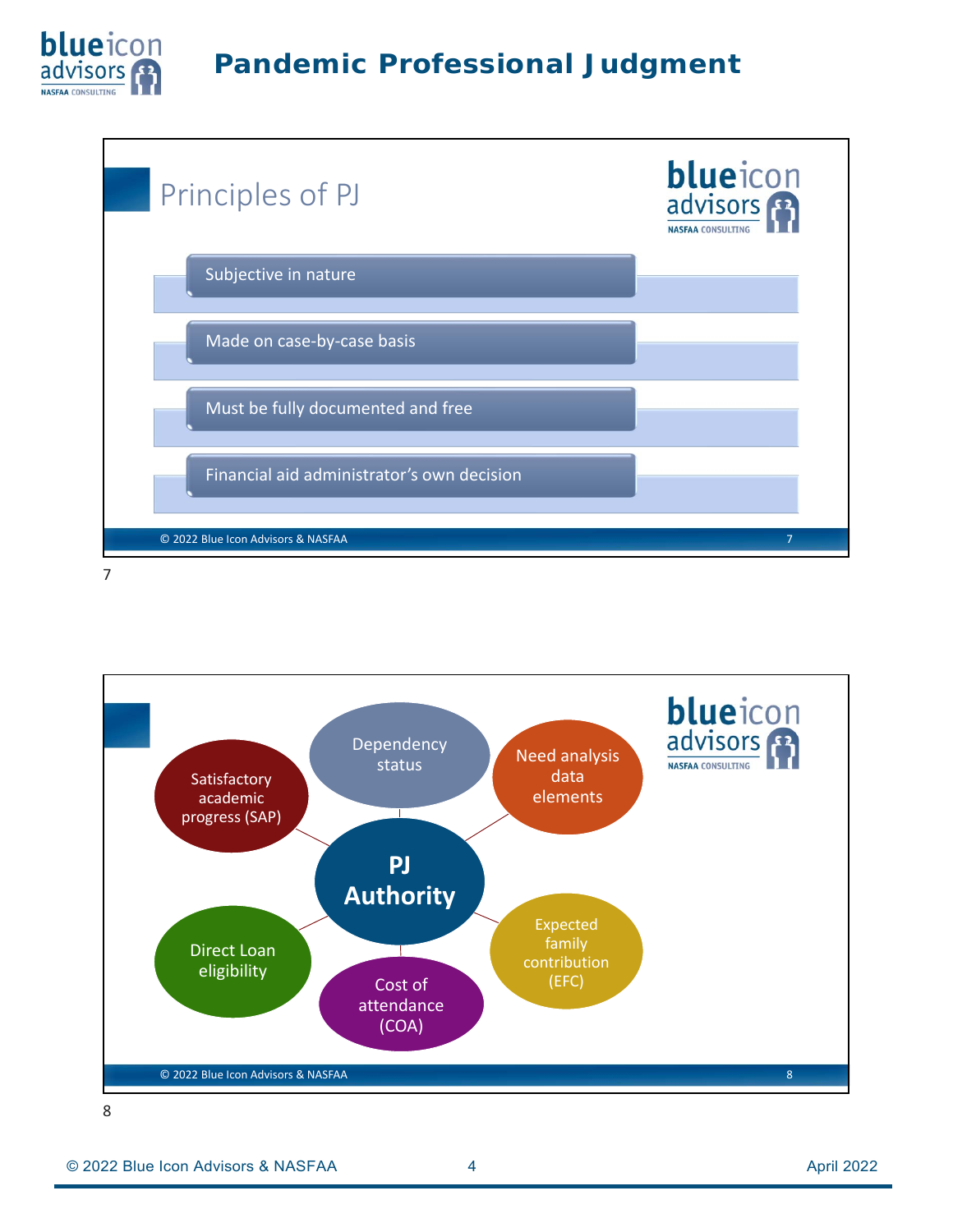## Principles of PJ

- Subjective in nature
- Made on case-by-case basis
- Must be fully documented and free
- Financial aid administrator's own decision

7

**PJ Authority**

- Dependency status
- Need analysis data elements
- Expected family contribution (EFC)
- Cost of attendance (COA)
- Direct Loan eligibility
- Satisfactory academic progress (SAP)

8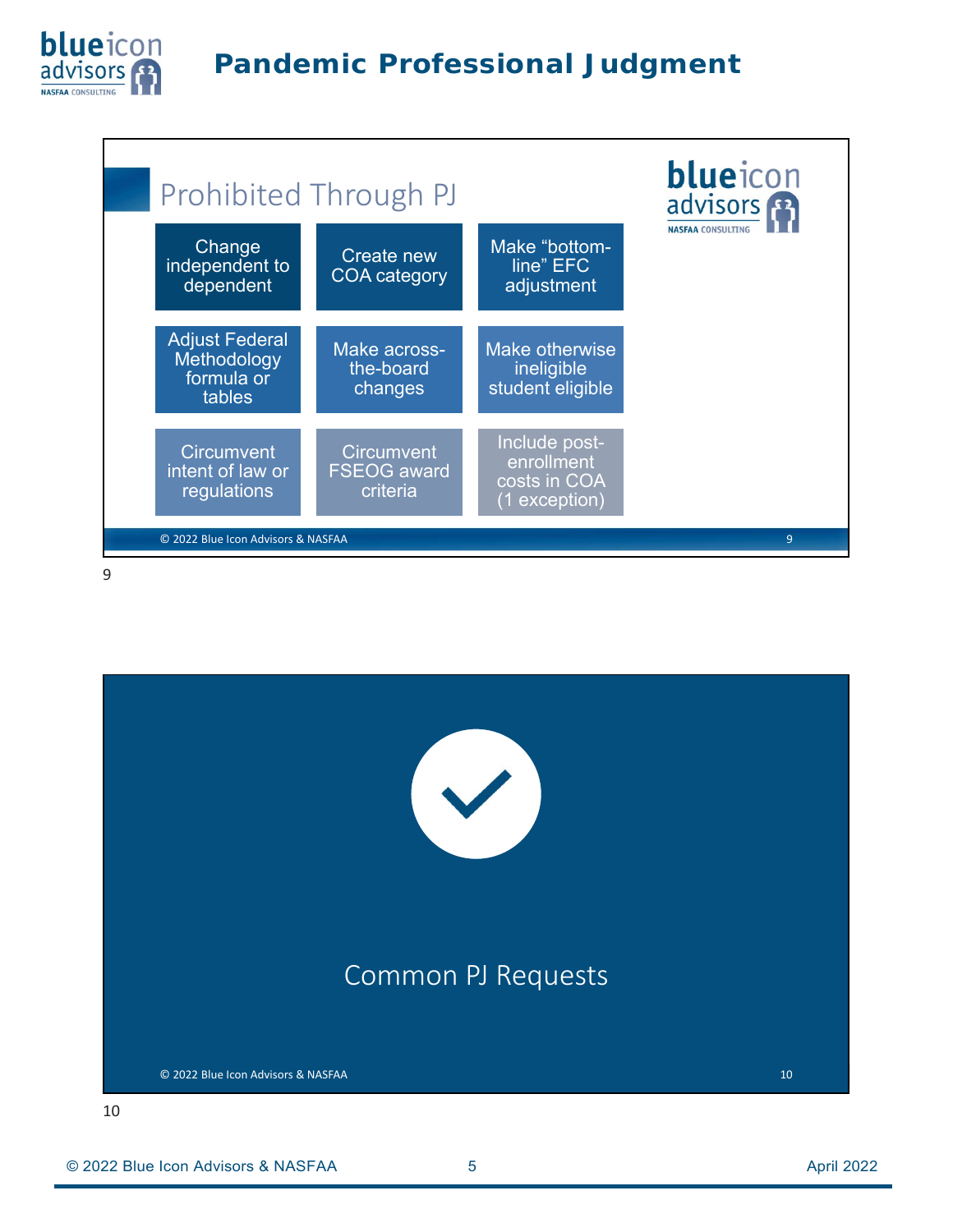## Prohibited Through PJ

- Change independent to dependent
- Create new COA category
- Make "bottom-line" EFC adjustment
- Adjust Federal Methodology formula or tables
- Make across-the-board changes
- Make otherwise ineligible student eligible
- Circumvent intent of law or regulations
- Circumvent FSEOG award criteria
- Include post-enrollment costs in COA (1 exception)

## Common PJ Requests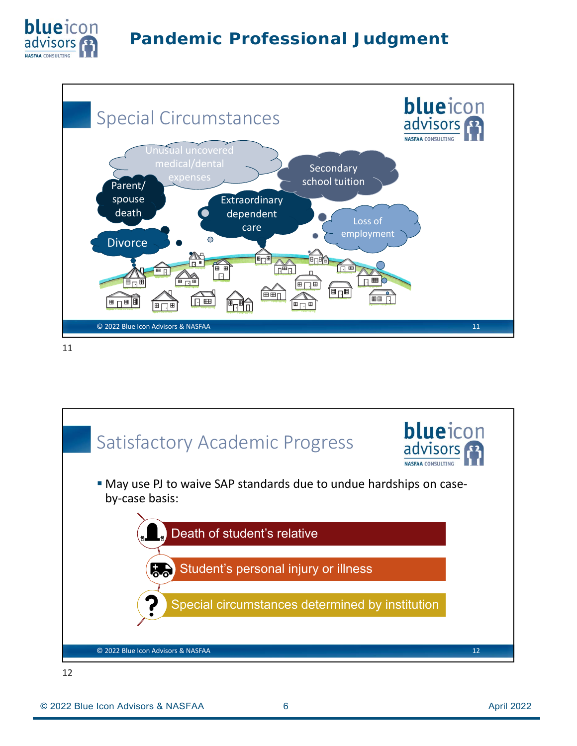## Special Circumstances

- Unusual uncovered medical/dental expenses
- Secondary school tuition
- Parent/ spouse death
- Extraordinary dependent care
- Loss of employment
- Divorce

## Satisfactory Academic Progress

- May use PJ to waive SAP standards due to undue hardships on case-by-case basis:
  - Death of student's relative
  - Student's personal injury or illness
  - Special circumstances determined by institution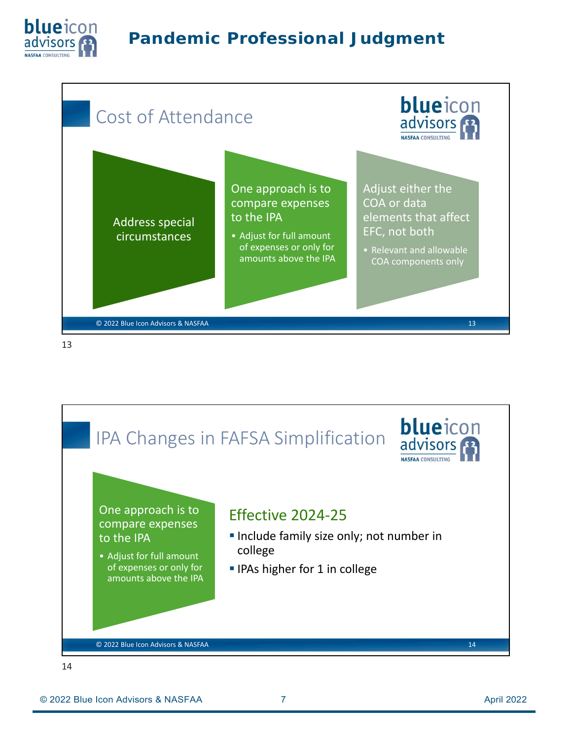## Cost of Attendance

- Address special circumstances
- One approach is to compare expenses to the IPA
  - Adjust for full amount of expenses or only for amounts above the IPA
- Adjust either the COA or data elements that affect EFC, not both
  - Relevant and allowable COA components only

## IPA Changes in FAFSA Simplification

- One approach is to compare expenses to the IPA
  - Adjust for full amount of expenses or only for amounts above the IPA

### Effective 2024-25

- Include family size only; not number in college
- IPAs higher for 1 in college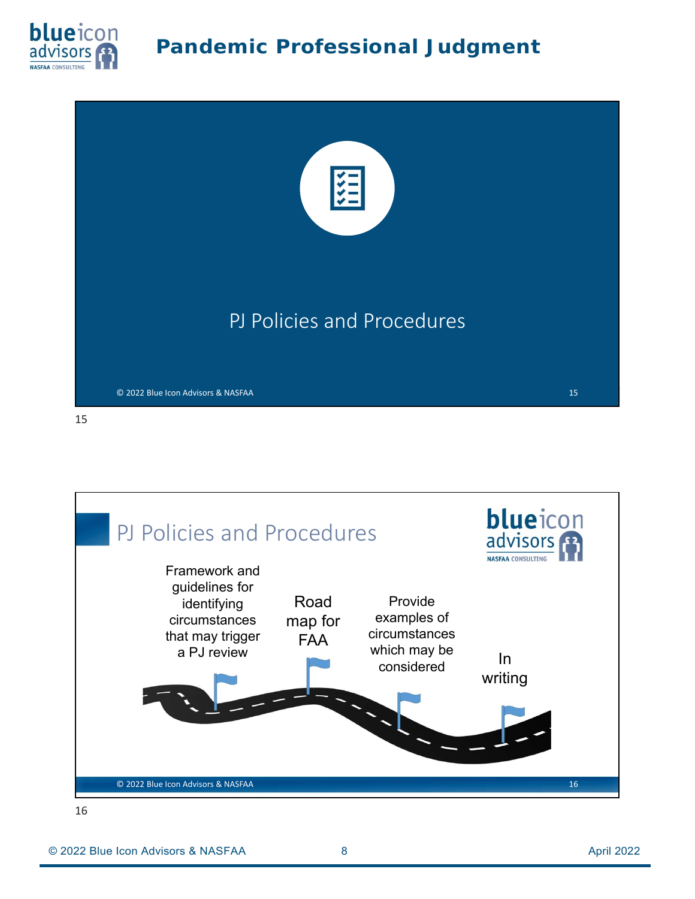## PJ Policies and Procedures

© 2022 Blue Icon Advisors & NASFAA

15

## PJ Policies and Procedures

- Framework and guidelines for identifying circumstances that may trigger a PJ review
- Road map for FAA
- Provide examples of circumstances which may be considered
- In writing

© 2022 Blue Icon Advisors & NASFAA

16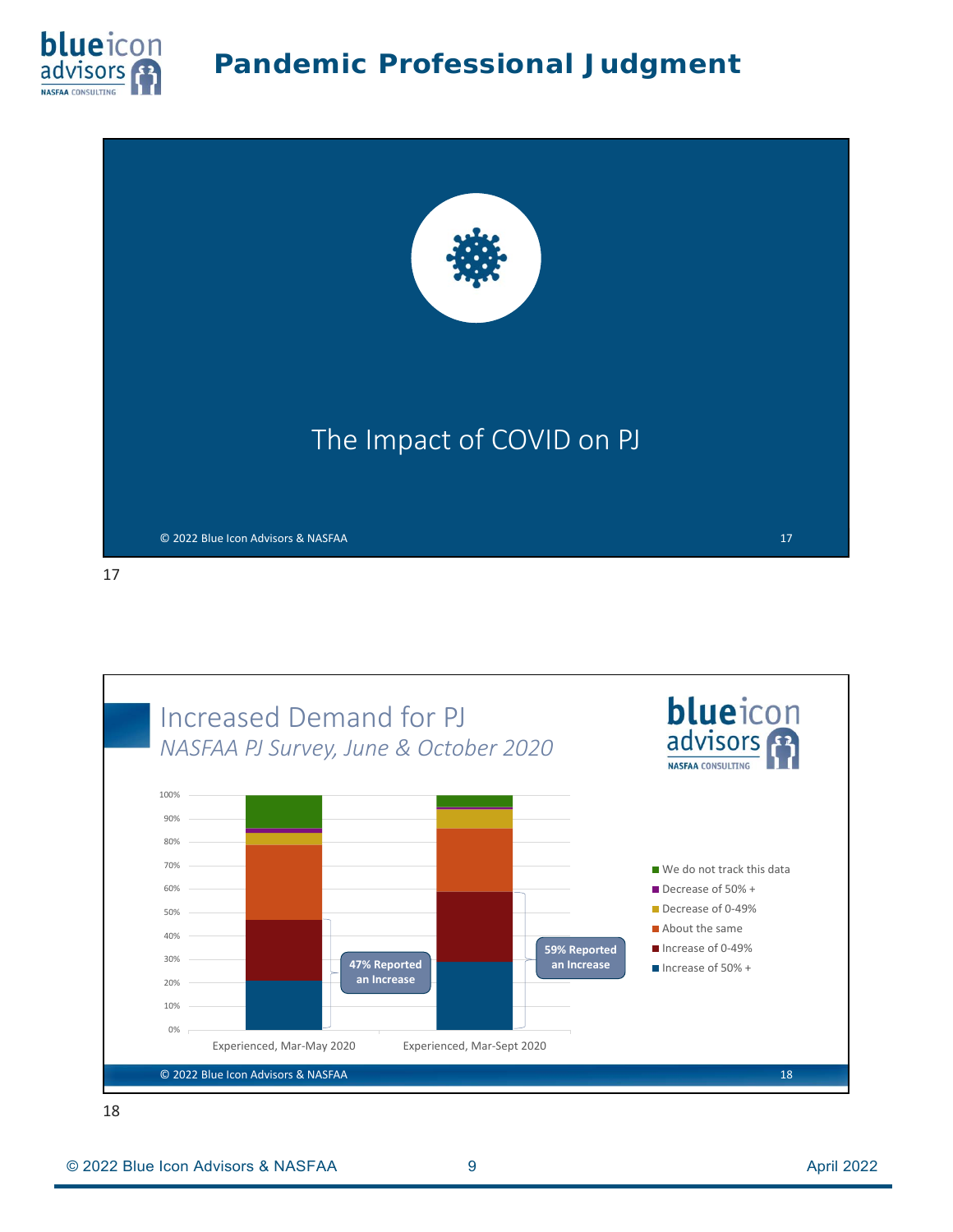## The Impact of COVID on PJ

## Increased Demand for PJ

*NASFAA PJ Survey, June & October 2020*

| | Experienced, Mar-May 2020 | Experienced, Mar-Sept 2020 |
|---|---|---|
| Increase of 50% + | ~21% | ~29% |
| Increase of 0-49% | ~26% | ~30% |
| About the same | ~32% | ~27% |
| Decrease of 0-49% | ~5% | ~8% |
| Decrease of 50% + | ~2% | ~1% |
| We do not track this data | ~14% | ~5% |

47% Reported an Increase (Experienced, Mar-May 2020)

59% Reported an Increase (Experienced, Mar-Sept 2020)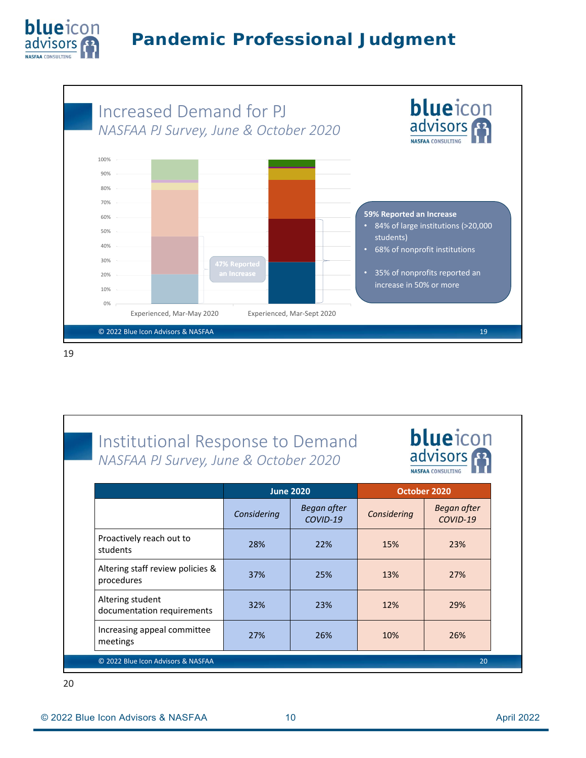# Pandemic Professional Judgment

## Increased Demand for PJ

*NASFAA PJ Survey, June & October 2020*

100%
90%
80%
70%
60%
50%
40%
30%
20%
10%
0%

47% Reported an Increase

Experienced, Mar-May 2020    Experienced, Mar-Sept 2020

**59% Reported an Increase**

- 84% of large institutions (>20,000 students)
- 68% of nonprofit institutions
- 35% of nonprofits reported an increase in 50% or more

© 2022 Blue Icon Advisors & NASFAA

19

## Institutional Response to Demand

*NASFAA PJ Survey, June & October 2020*

| | June 2020 | | October 2020 | |
|---|---|---|---|---|
| | *Considering* | *Began after COVID-19* | *Considering* | *Began after COVID-19* |
| Proactively reach out to students | 28% | 22% | 15% | 23% |
| Altering staff review policies & procedures | 37% | 25% | 13% | 27% |
| Altering student documentation requirements | 32% | 23% | 12% | 29% |
| Increasing appeal committee meetings | 27% | 26% | 10% | 26% |

© 2022 Blue Icon Advisors & NASFAA

20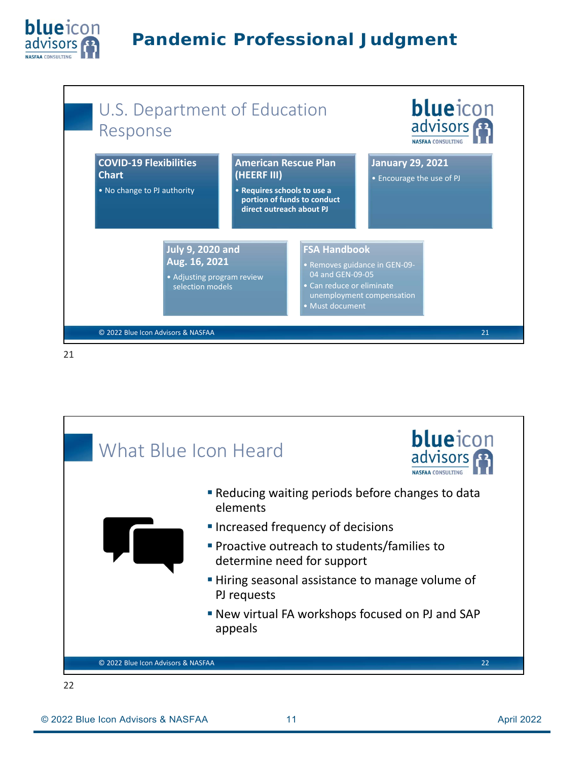# Pandemic Professional Judgment

## U.S. Department of Education Response

**COVID-19 Flexibilities Chart**
- No change to PJ authority

**American Rescue Plan (HEERF III)**
- **Requires schools to use a portion of funds to conduct direct outreach about PJ**

**January 29, 2021**
- Encourage the use of PJ

**July 9, 2020 and Aug. 16, 2021**
- Adjusting program review selection models

**FSA Handbook**
- Removes guidance in GEN-09-04 and GEN-09-05
- Can reduce or eliminate unemployment compensation
- Must document

© 2022 Blue Icon Advisors & NASFAA

## What Blue Icon Heard

- Reducing waiting periods before changes to data elements
- Increased frequency of decisions
- Proactive outreach to students/families to determine need for support
- Hiring seasonal assistance to manage volume of PJ requests
- New virtual FA workshops focused on PJ and SAP appeals

© 2022 Blue Icon Advisors & NASFAA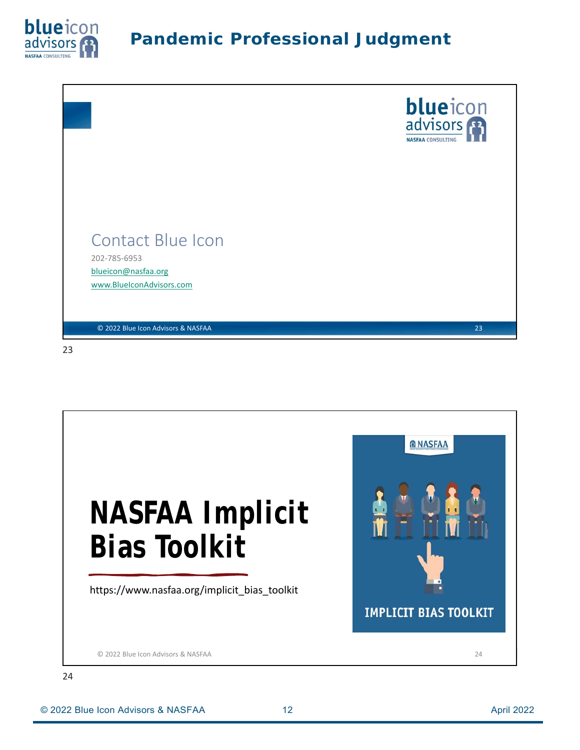## Contact Blue Icon

202-785-6953

blueicon@nasfaa.org

www.BlueIconAdvisors.com

© 2022 Blue Icon Advisors & NASFAA

23

# NASFAA Implicit Bias Toolkit

https://www.nasfaa.org/implicit_bias_toolkit

NASFAA

IMPLICIT BIAS TOOLKIT

© 2022 Blue Icon Advisors & NASFAA

24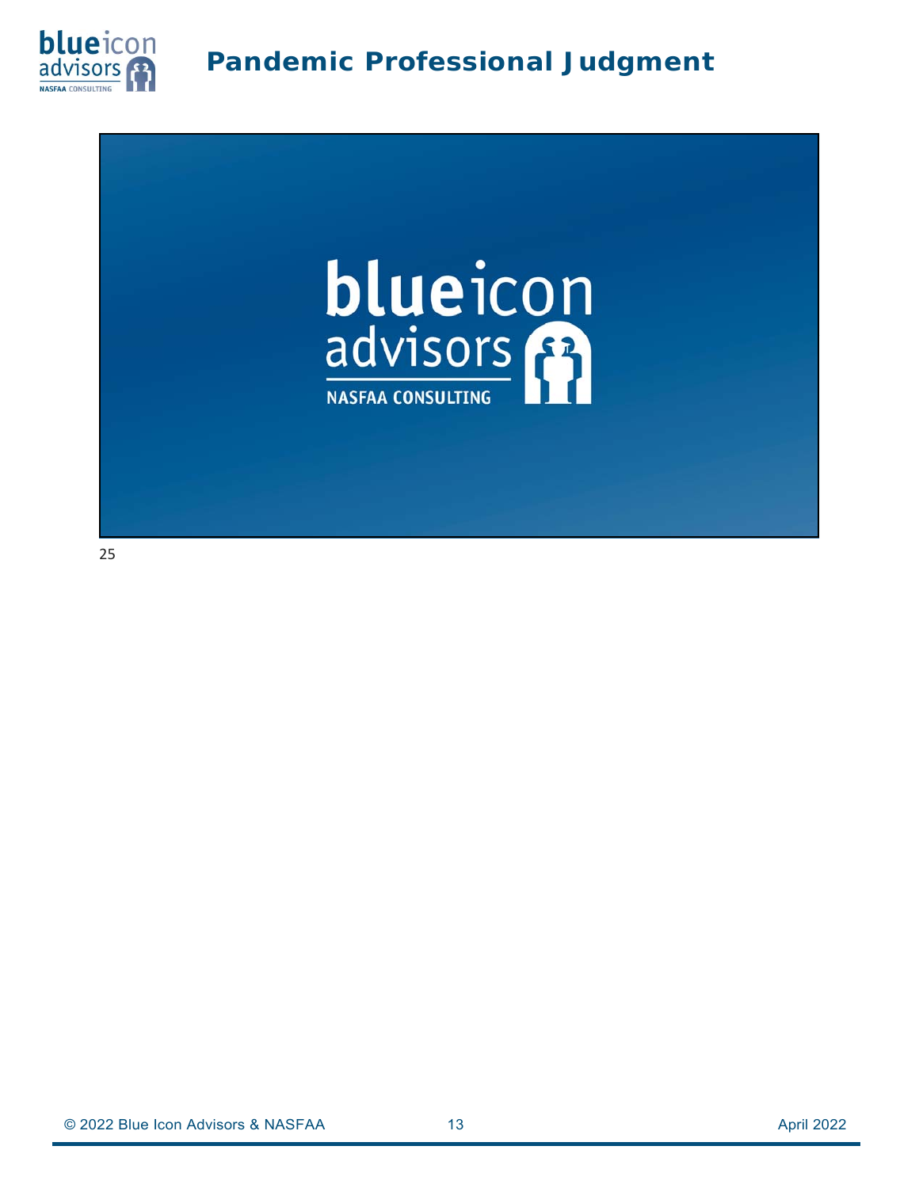# Pandemic Professional Judgment

blueicon advisors

NASFAA CONSULTING

25